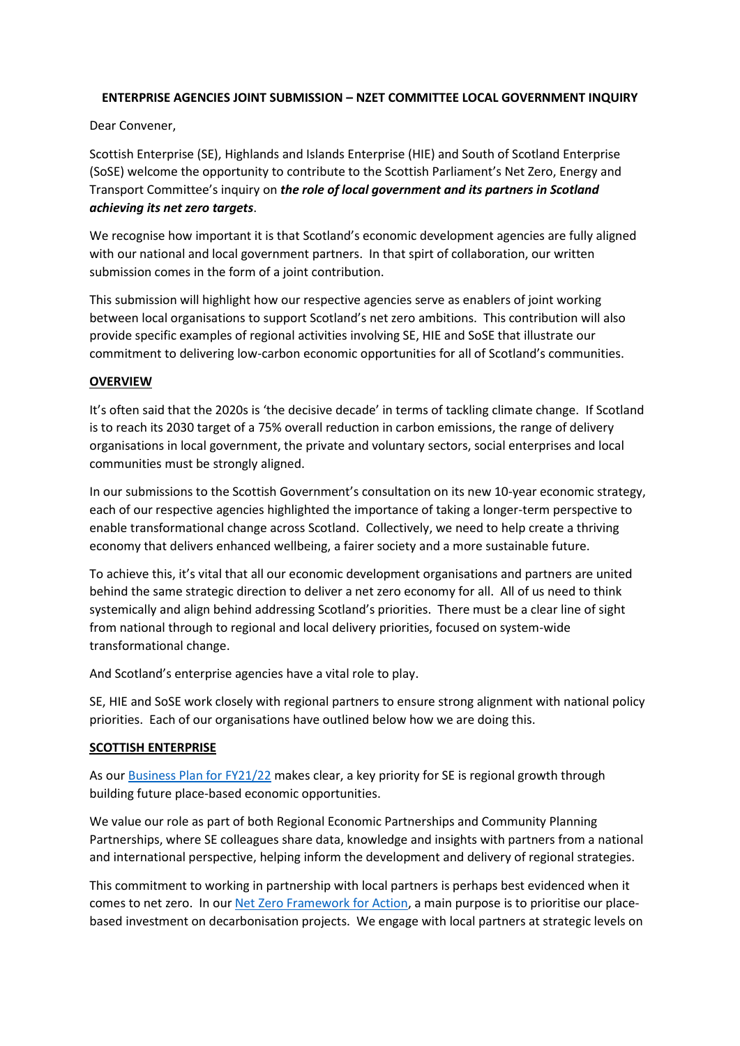**ENTERPRISE AGENCIES JOINT SUBMISSION – NZET COMMITTEE LOCAL GOVERNMENT INQUIRY**

Dear Convener,

Scottish Enterprise (SE), Highlands and Islands Enterprise (HIE) and South of Scotland Enterprise (SoSE) welcome the opportunity to contribute to the Scottish Parliament's Net Zero, Energy and Transport Committee's inquiry on ***the role of local government and its partners in Scotland achieving its net zero targets***.

We recognise how important it is that Scotland's economic development agencies are fully aligned with our national and local government partners. In that spirt of collaboration, our written submission comes in the form of a joint contribution.

This submission will highlight how our respective agencies serve as enablers of joint working between local organisations to support Scotland's net zero ambitions. This contribution will also provide specific examples of regional activities involving SE, HIE and SoSE that illustrate our commitment to delivering low-carbon economic opportunities for all of Scotland's communities.

## OVERVIEW

It's often said that the 2020s is 'the decisive decade' in terms of tackling climate change. If Scotland is to reach its 2030 target of a 75% overall reduction in carbon emissions, the range of delivery organisations in local government, the private and voluntary sectors, social enterprises and local communities must be strongly aligned.

In our submissions to the Scottish Government's consultation on its new 10-year economic strategy, each of our respective agencies highlighted the importance of taking a longer-term perspective to enable transformational change across Scotland. Collectively, we need to help create a thriving economy that delivers enhanced wellbeing, a fairer society and a more sustainable future.

To achieve this, it's vital that all our economic development organisations and partners are united behind the same strategic direction to deliver a net zero economy for all. All of us need to think systemically and align behind addressing Scotland's priorities. There must be a clear line of sight from national through to regional and local delivery priorities, focused on system-wide transformational change.

And Scotland's enterprise agencies have a vital role to play.

SE, HIE and SoSE work closely with regional partners to ensure strong alignment with national policy priorities. Each of our organisations have outlined below how we are doing this.

## SCOTTISH ENTERPRISE

As our Business Plan for FY21/22 makes clear, a key priority for SE is regional growth through building future place-based economic opportunities.

We value our role as part of both Regional Economic Partnerships and Community Planning Partnerships, where SE colleagues share data, knowledge and insights with partners from a national and international perspective, helping inform the development and delivery of regional strategies.

This commitment to working in partnership with local partners is perhaps best evidenced when it comes to net zero. In our Net Zero Framework for Action, a main purpose is to prioritise our place-based investment on decarbonisation projects. We engage with local partners at strategic levels on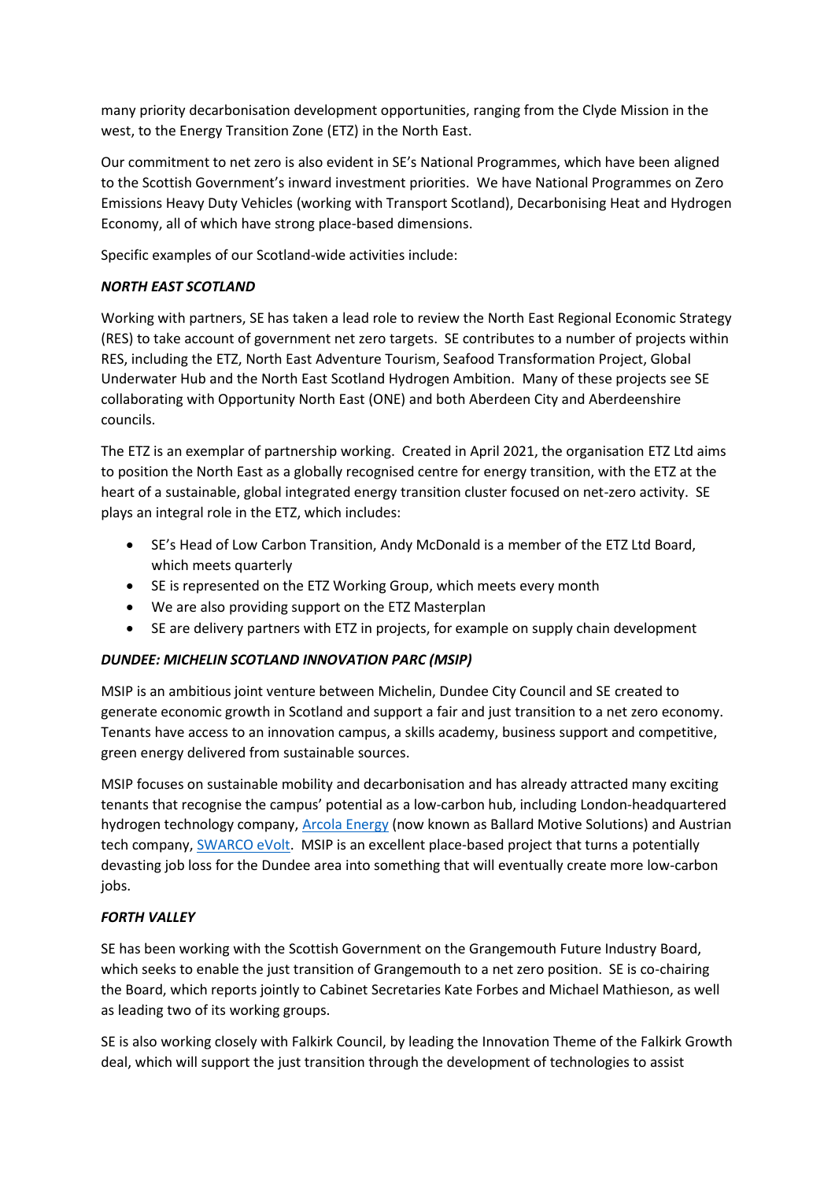many priority decarbonisation development opportunities, ranging from the Clyde Mission in the west, to the Energy Transition Zone (ETZ) in the North East.

Our commitment to net zero is also evident in SE's National Programmes, which have been aligned to the Scottish Government's inward investment priorities. We have National Programmes on Zero Emissions Heavy Duty Vehicles (working with Transport Scotland), Decarbonising Heat and Hydrogen Economy, all of which have strong place-based dimensions.

Specific examples of our Scotland-wide activities include:

***NORTH EAST SCOTLAND***

Working with partners, SE has taken a lead role to review the North East Regional Economic Strategy (RES) to take account of government net zero targets. SE contributes to a number of projects within RES, including the ETZ, North East Adventure Tourism, Seafood Transformation Project, Global Underwater Hub and the North East Scotland Hydrogen Ambition. Many of these projects see SE collaborating with Opportunity North East (ONE) and both Aberdeen City and Aberdeenshire councils.

The ETZ is an exemplar of partnership working. Created in April 2021, the organisation ETZ Ltd aims to position the North East as a globally recognised centre for energy transition, with the ETZ at the heart of a sustainable, global integrated energy transition cluster focused on net-zero activity. SE plays an integral role in the ETZ, which includes:

- SE's Head of Low Carbon Transition, Andy McDonald is a member of the ETZ Ltd Board, which meets quarterly
- SE is represented on the ETZ Working Group, which meets every month
- We are also providing support on the ETZ Masterplan
- SE are delivery partners with ETZ in projects, for example on supply chain development

***DUNDEE: MICHELIN SCOTLAND INNOVATION PARC (MSIP)***

MSIP is an ambitious joint venture between Michelin, Dundee City Council and SE created to generate economic growth in Scotland and support a fair and just transition to a net zero economy. Tenants have access to an innovation campus, a skills academy, business support and competitive, green energy delivered from sustainable sources.

MSIP focuses on sustainable mobility and decarbonisation and has already attracted many exciting tenants that recognise the campus' potential as a low-carbon hub, including London-headquartered hydrogen technology company, Arcola Energy (now known as Ballard Motive Solutions) and Austrian tech company, SWARCO eVolt. MSIP is an excellent place-based project that turns a potentially devasting job loss for the Dundee area into something that will eventually create more low-carbon jobs.

***FORTH VALLEY***

SE has been working with the Scottish Government on the Grangemouth Future Industry Board, which seeks to enable the just transition of Grangemouth to a net zero position. SE is co-chairing the Board, which reports jointly to Cabinet Secretaries Kate Forbes and Michael Mathieson, as well as leading two of its working groups.

SE is also working closely with Falkirk Council, by leading the Innovation Theme of the Falkirk Growth deal, which will support the just transition through the development of technologies to assist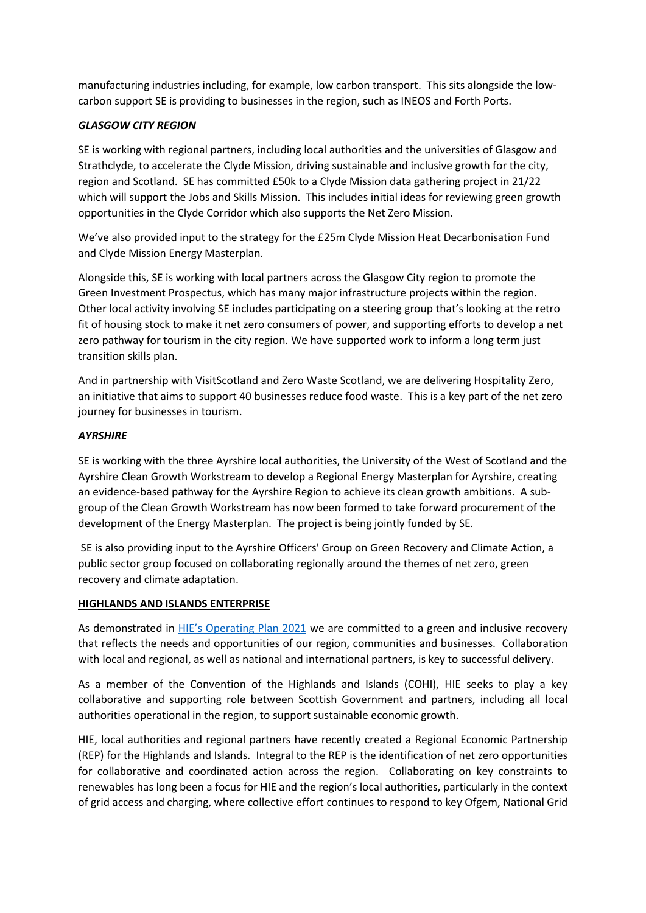manufacturing industries including, for example, low carbon transport. This sits alongside the low-carbon support SE is providing to businesses in the region, such as INEOS and Forth Ports.

### *GLASGOW CITY REGION*

SE is working with regional partners, including local authorities and the universities of Glasgow and Strathclyde, to accelerate the Clyde Mission, driving sustainable and inclusive growth for the city, region and Scotland. SE has committed £50k to a Clyde Mission data gathering project in 21/22 which will support the Jobs and Skills Mission. This includes initial ideas for reviewing green growth opportunities in the Clyde Corridor which also supports the Net Zero Mission.

We've also provided input to the strategy for the £25m Clyde Mission Heat Decarbonisation Fund and Clyde Mission Energy Masterplan.

Alongside this, SE is working with local partners across the Glasgow City region to promote the Green Investment Prospectus, which has many major infrastructure projects within the region. Other local activity involving SE includes participating on a steering group that's looking at the retro fit of housing stock to make it net zero consumers of power, and supporting efforts to develop a net zero pathway for tourism in the city region. We have supported work to inform a long term just transition skills plan.

And in partnership with VisitScotland and Zero Waste Scotland, we are delivering Hospitality Zero, an initiative that aims to support 40 businesses reduce food waste. This is a key part of the net zero journey for businesses in tourism.

### *AYRSHIRE*

SE is working with the three Ayrshire local authorities, the University of the West of Scotland and the Ayrshire Clean Growth Workstream to develop a Regional Energy Masterplan for Ayrshire, creating an evidence-based pathway for the Ayrshire Region to achieve its clean growth ambitions. A sub-group of the Clean Growth Workstream has now been formed to take forward procurement of the development of the Energy Masterplan. The project is being jointly funded by SE.

SE is also providing input to the Ayrshire Officers' Group on Green Recovery and Climate Action, a public sector group focused on collaborating regionally around the themes of net zero, green recovery and climate adaptation.

## HIGHLANDS AND ISLANDS ENTERPRISE

As demonstrated in [HIE's Operating Plan 2021] we are committed to a green and inclusive recovery that reflects the needs and opportunities of our region, communities and businesses. Collaboration with local and regional, as well as national and international partners, is key to successful delivery.

As a member of the Convention of the Highlands and Islands (COHI), HIE seeks to play a key collaborative and supporting role between Scottish Government and partners, including all local authorities operational in the region, to support sustainable economic growth.

HIE, local authorities and regional partners have recently created a Regional Economic Partnership (REP) for the Highlands and Islands. Integral to the REP is the identification of net zero opportunities for collaborative and coordinated action across the region. Collaborating on key constraints to renewables has long been a focus for HIE and the region's local authorities, particularly in the context of grid access and charging, where collective effort continues to respond to key Ofgem, National Grid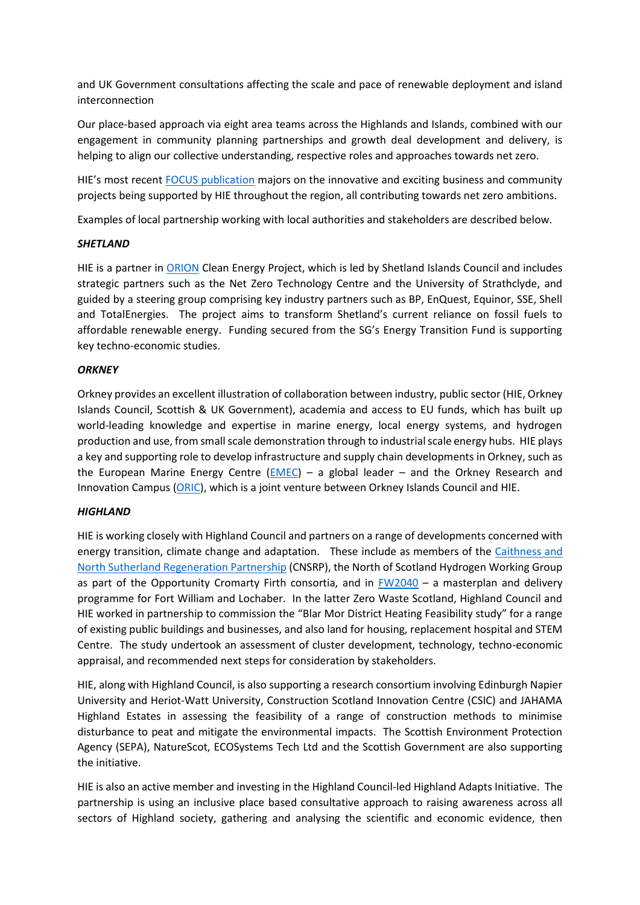and UK Government consultations affecting the scale and pace of renewable deployment and island interconnection

Our place-based approach via eight area teams across the Highlands and Islands, combined with our engagement in community planning partnerships and growth deal development and delivery, is helping to align our collective understanding, respective roles and approaches towards net zero.

HIE's most recent [FOCUS publication](#) majors on the innovative and exciting business and community projects being supported by HIE throughout the region, all contributing towards net zero ambitions.

Examples of local partnership working with local authorities and stakeholders are described below.

***SHETLAND***

HIE is a partner in [ORION](#) Clean Energy Project, which is led by Shetland Islands Council and includes strategic partners such as the Net Zero Technology Centre and the University of Strathclyde, and guided by a steering group comprising key industry partners such as BP, EnQuest, Equinor, SSE, Shell and TotalEnergies. The project aims to transform Shetland's current reliance on fossil fuels to affordable renewable energy. Funding secured from the SG's Energy Transition Fund is supporting key techno-economic studies.

***ORKNEY***

Orkney provides an excellent illustration of collaboration between industry, public sector (HIE, Orkney Islands Council, Scottish & UK Government), academia and access to EU funds, which has built up world-leading knowledge and expertise in marine energy, local energy systems, and hydrogen production and use, from small scale demonstration through to industrial scale energy hubs. HIE plays a key and supporting role to develop infrastructure and supply chain developments in Orkney, such as the European Marine Energy Centre ([EMEC](#)) – a global leader – and the Orkney Research and Innovation Campus ([ORIC](#)), which is a joint venture between Orkney Islands Council and HIE.

***HIGHLAND***

HIE is working closely with Highland Council and partners on a range of developments concerned with energy transition, climate change and adaptation. These include as members of the [Caithness and North Sutherland Regeneration Partnership](#) (CNSRP), the North of Scotland Hydrogen Working Group as part of the Opportunity Cromarty Firth consortia, and in [FW2040](#) – a masterplan and delivery programme for Fort William and Lochaber. In the latter Zero Waste Scotland, Highland Council and HIE worked in partnership to commission the "Blar Mor District Heating Feasibility study" for a range of existing public buildings and businesses, and also land for housing, replacement hospital and STEM Centre. The study undertook an assessment of cluster development, technology, techno-economic appraisal, and recommended next steps for consideration by stakeholders.

HIE, along with Highland Council, is also supporting a research consortium involving Edinburgh Napier University and Heriot-Watt University, Construction Scotland Innovation Centre (CSIC) and JAHAMA Highland Estates in assessing the feasibility of a range of construction methods to minimise disturbance to peat and mitigate the environmental impacts. The Scottish Environment Protection Agency (SEPA), NatureScot, ECOSystems Tech Ltd and the Scottish Government are also supporting the initiative.

HIE is also an active member and investing in the Highland Council-led Highland Adapts Initiative. The partnership is using an inclusive place based consultative approach to raising awareness across all sectors of Highland society, gathering and analysing the scientific and economic evidence, then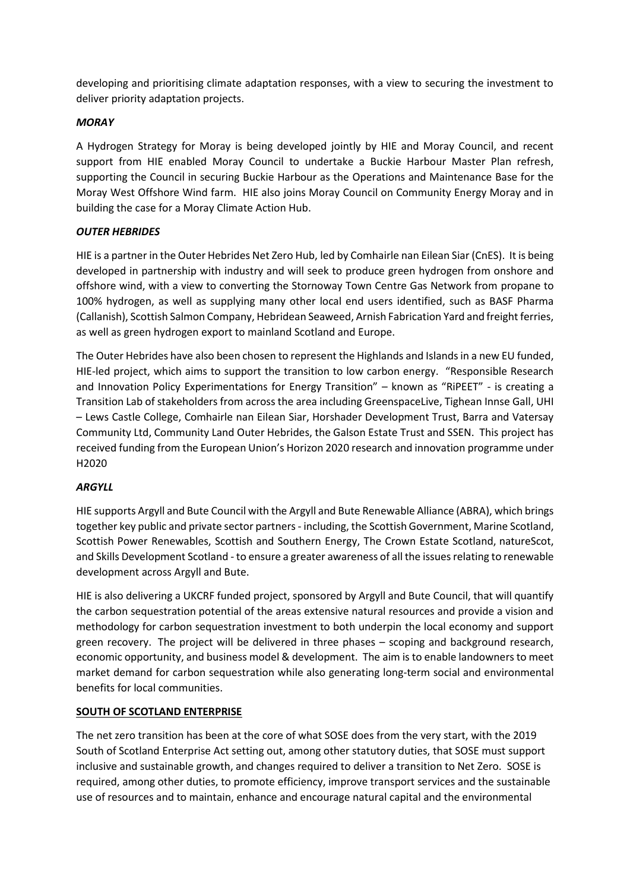developing and prioritising climate adaptation responses, with a view to securing the investment to deliver priority adaptation projects.

***MORAY***

A Hydrogen Strategy for Moray is being developed jointly by HIE and Moray Council, and recent support from HIE enabled Moray Council to undertake a Buckie Harbour Master Plan refresh, supporting the Council in securing Buckie Harbour as the Operations and Maintenance Base for the Moray West Offshore Wind farm. HIE also joins Moray Council on Community Energy Moray and in building the case for a Moray Climate Action Hub.

***OUTER HEBRIDES***

HIE is a partner in the Outer Hebrides Net Zero Hub, led by Comhairle nan Eilean Siar (CnES). It is being developed in partnership with industry and will seek to produce green hydrogen from onshore and offshore wind, with a view to converting the Stornoway Town Centre Gas Network from propane to 100% hydrogen, as well as supplying many other local end users identified, such as BASF Pharma (Callanish), Scottish Salmon Company, Hebridean Seaweed, Arnish Fabrication Yard and freight ferries, as well as green hydrogen export to mainland Scotland and Europe.

The Outer Hebrides have also been chosen to represent the Highlands and Islands in a new EU funded, HIE-led project, which aims to support the transition to low carbon energy. "Responsible Research and Innovation Policy Experimentations for Energy Transition" – known as "RiPEET" - is creating a Transition Lab of stakeholders from across the area including GreenspaceLive, Tighean Innse Gall, UHI – Lews Castle College, Comhairle nan Eilean Siar, Horshader Development Trust, Barra and Vatersay Community Ltd, Community Land Outer Hebrides, the Galson Estate Trust and SSEN. This project has received funding from the European Union's Horizon 2020 research and innovation programme under H2020

***ARGYLL***

HIE supports Argyll and Bute Council with the Argyll and Bute Renewable Alliance (ABRA), which brings together key public and private sector partners - including, the Scottish Government, Marine Scotland, Scottish Power Renewables, Scottish and Southern Energy, The Crown Estate Scotland, natureScot, and Skills Development Scotland - to ensure a greater awareness of all the issues relating to renewable development across Argyll and Bute.

HIE is also delivering a UKCRF funded project, sponsored by Argyll and Bute Council, that will quantify the carbon sequestration potential of the areas extensive natural resources and provide a vision and methodology for carbon sequestration investment to both underpin the local economy and support green recovery. The project will be delivered in three phases – scoping and background research, economic opportunity, and business model & development. The aim is to enable landowners to meet market demand for carbon sequestration while also generating long-term social and environmental benefits for local communities.

**SOUTH OF SCOTLAND ENTERPRISE**

The net zero transition has been at the core of what SOSE does from the very start, with the 2019 South of Scotland Enterprise Act setting out, among other statutory duties, that SOSE must support inclusive and sustainable growth, and changes required to deliver a transition to Net Zero. SOSE is required, among other duties, to promote efficiency, improve transport services and the sustainable use of resources and to maintain, enhance and encourage natural capital and the environmental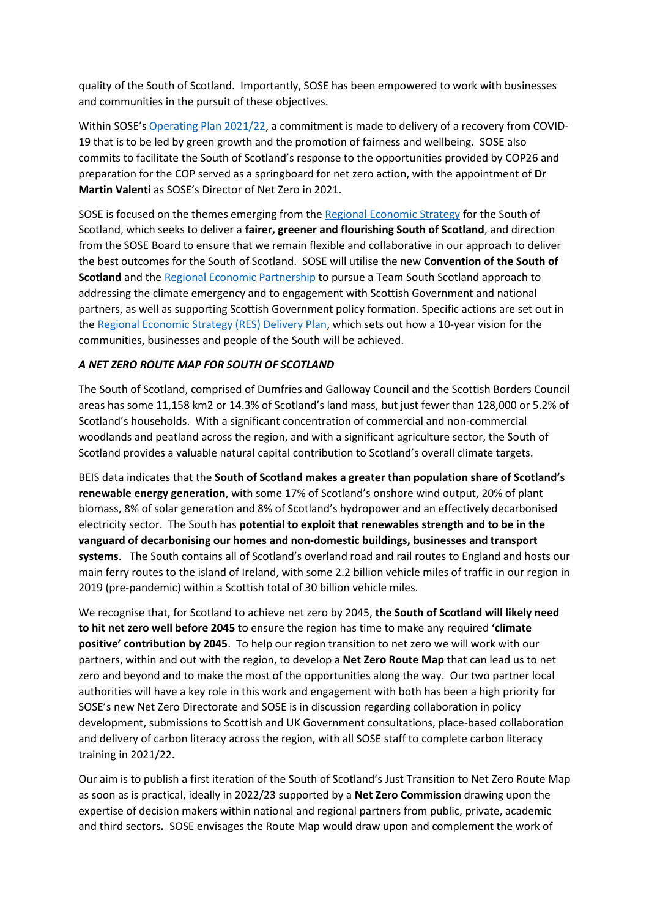quality of the South of Scotland. Importantly, SOSE has been empowered to work with businesses and communities in the pursuit of these objectives.

Within SOSE's Operating Plan 2021/22, a commitment is made to delivery of a recovery from COVID-19 that is to be led by green growth and the promotion of fairness and wellbeing. SOSE also commits to facilitate the South of Scotland's response to the opportunities provided by COP26 and preparation for the COP served as a springboard for net zero action, with the appointment of **Dr Martin Valenti** as SOSE's Director of Net Zero in 2021.

SOSE is focused on the themes emerging from the Regional Economic Strategy for the South of Scotland, which seeks to deliver a **fairer, greener and flourishing South of Scotland**, and direction from the SOSE Board to ensure that we remain flexible and collaborative in our approach to deliver the best outcomes for the South of Scotland. SOSE will utilise the new **Convention of the South of Scotland** and the Regional Economic Partnership to pursue a Team South Scotland approach to addressing the climate emergency and to engagement with Scottish Government and national partners, as well as supporting Scottish Government policy formation. Specific actions are set out in the Regional Economic Strategy (RES) Delivery Plan, which sets out how a 10-year vision for the communities, businesses and people of the South will be achieved.

***A NET ZERO ROUTE MAP FOR SOUTH OF SCOTLAND***

The South of Scotland, comprised of Dumfries and Galloway Council and the Scottish Borders Council areas has some 11,158 km2 or 14.3% of Scotland's land mass, but just fewer than 128,000 or 5.2% of Scotland's households. With a significant concentration of commercial and non-commercial woodlands and peatland across the region, and with a significant agriculture sector, the South of Scotland provides a valuable natural capital contribution to Scotland's overall climate targets.

BEIS data indicates that the **South of Scotland makes a greater than population share of Scotland's renewable energy generation**, with some 17% of Scotland's onshore wind output, 20% of plant biomass, 8% of solar generation and 8% of Scotland's hydropower and an effectively decarbonised electricity sector. The South has **potential to exploit that renewables strength and to be in the vanguard of decarbonising our homes and non-domestic buildings, businesses and transport systems**. The South contains all of Scotland's overland road and rail routes to England and hosts our main ferry routes to the island of Ireland, with some 2.2 billion vehicle miles of traffic in our region in 2019 (pre-pandemic) within a Scottish total of 30 billion vehicle miles.

We recognise that, for Scotland to achieve net zero by 2045, **the South of Scotland will likely need to hit net zero well before 2045** to ensure the region has time to make any required **'climate positive' contribution by 2045**. To help our region transition to net zero we will work with our partners, within and out with the region, to develop a **Net Zero Route Map** that can lead us to net zero and beyond and to make the most of the opportunities along the way. Our two partner local authorities will have a key role in this work and engagement with both has been a high priority for SOSE's new Net Zero Directorate and SOSE is in discussion regarding collaboration in policy development, submissions to Scottish and UK Government consultations, place-based collaboration and delivery of carbon literacy across the region, with all SOSE staff to complete carbon literacy training in 2021/22.

Our aim is to publish a first iteration of the South of Scotland's Just Transition to Net Zero Route Map as soon as is practical, ideally in 2022/23 supported by a **Net Zero Commission** drawing upon the expertise of decision makers within national and regional partners from public, private, academic and third sectors**.** SOSE envisages the Route Map would draw upon and complement the work of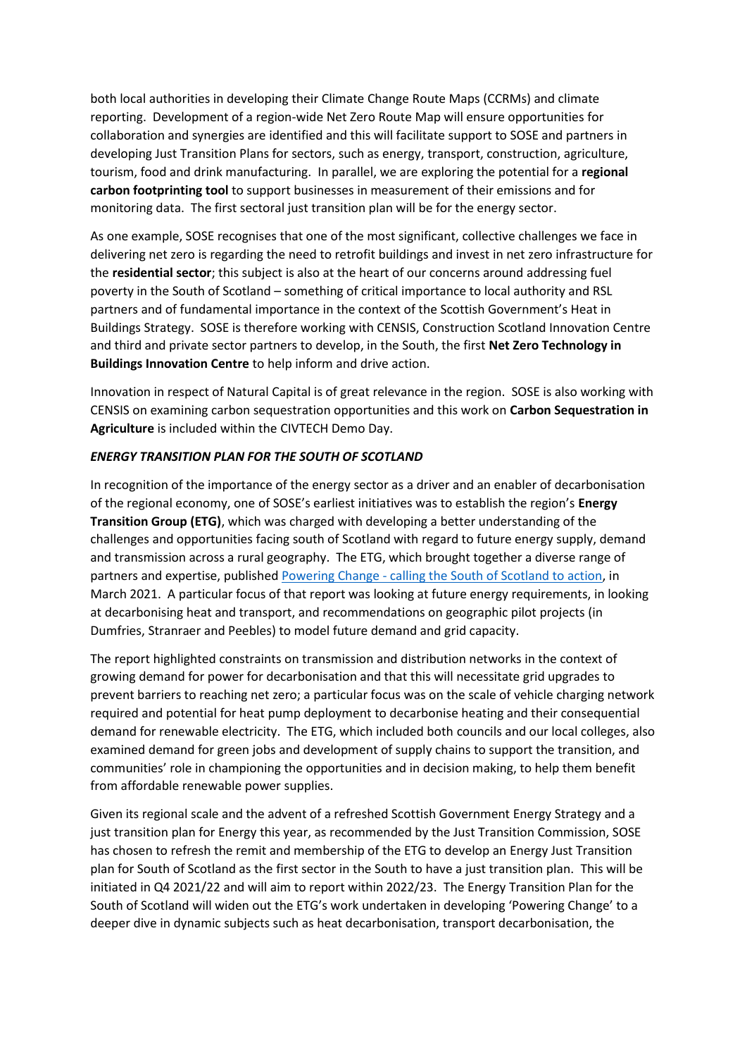both local authorities in developing their Climate Change Route Maps (CCRMs) and climate reporting. Development of a region-wide Net Zero Route Map will ensure opportunities for collaboration and synergies are identified and this will facilitate support to SOSE and partners in developing Just Transition Plans for sectors, such as energy, transport, construction, agriculture, tourism, food and drink manufacturing. In parallel, we are exploring the potential for a **regional carbon footprinting tool** to support businesses in measurement of their emissions and for monitoring data. The first sectoral just transition plan will be for the energy sector.

As one example, SOSE recognises that one of the most significant, collective challenges we face in delivering net zero is regarding the need to retrofit buildings and invest in net zero infrastructure for the **residential sector**; this subject is also at the heart of our concerns around addressing fuel poverty in the South of Scotland – something of critical importance to local authority and RSL partners and of fundamental importance in the context of the Scottish Government's Heat in Buildings Strategy. SOSE is therefore working with CENSIS, Construction Scotland Innovation Centre and third and private sector partners to develop, in the South, the first **Net Zero Technology in Buildings Innovation Centre** to help inform and drive action.

Innovation in respect of Natural Capital is of great relevance in the region. SOSE is also working with CENSIS on examining carbon sequestration opportunities and this work on **Carbon Sequestration in Agriculture** is included within the CIVTECH Demo Day.

***ENERGY TRANSITION PLAN FOR THE SOUTH OF SCOTLAND***

In recognition of the importance of the energy sector as a driver and an enabler of decarbonisation of the regional economy, one of SOSE's earliest initiatives was to establish the region's **Energy Transition Group (ETG)**, which was charged with developing a better understanding of the challenges and opportunities facing south of Scotland with regard to future energy supply, demand and transmission across a rural geography. The ETG, which brought together a diverse range of partners and expertise, published [Powering Change - calling the South of Scotland to action], in March 2021. A particular focus of that report was looking at future energy requirements, in looking at decarbonising heat and transport, and recommendations on geographic pilot projects (in Dumfries, Stranraer and Peebles) to model future demand and grid capacity.

The report highlighted constraints on transmission and distribution networks in the context of growing demand for power for decarbonisation and that this will necessitate grid upgrades to prevent barriers to reaching net zero; a particular focus was on the scale of vehicle charging network required and potential for heat pump deployment to decarbonise heating and their consequential demand for renewable electricity. The ETG, which included both councils and our local colleges, also examined demand for green jobs and development of supply chains to support the transition, and communities' role in championing the opportunities and in decision making, to help them benefit from affordable renewable power supplies.

Given its regional scale and the advent of a refreshed Scottish Government Energy Strategy and a just transition plan for Energy this year, as recommended by the Just Transition Commission, SOSE has chosen to refresh the remit and membership of the ETG to develop an Energy Just Transition plan for South of Scotland as the first sector in the South to have a just transition plan. This will be initiated in Q4 2021/22 and will aim to report within 2022/23. The Energy Transition Plan for the South of Scotland will widen out the ETG's work undertaken in developing 'Powering Change' to a deeper dive in dynamic subjects such as heat decarbonisation, transport decarbonisation, the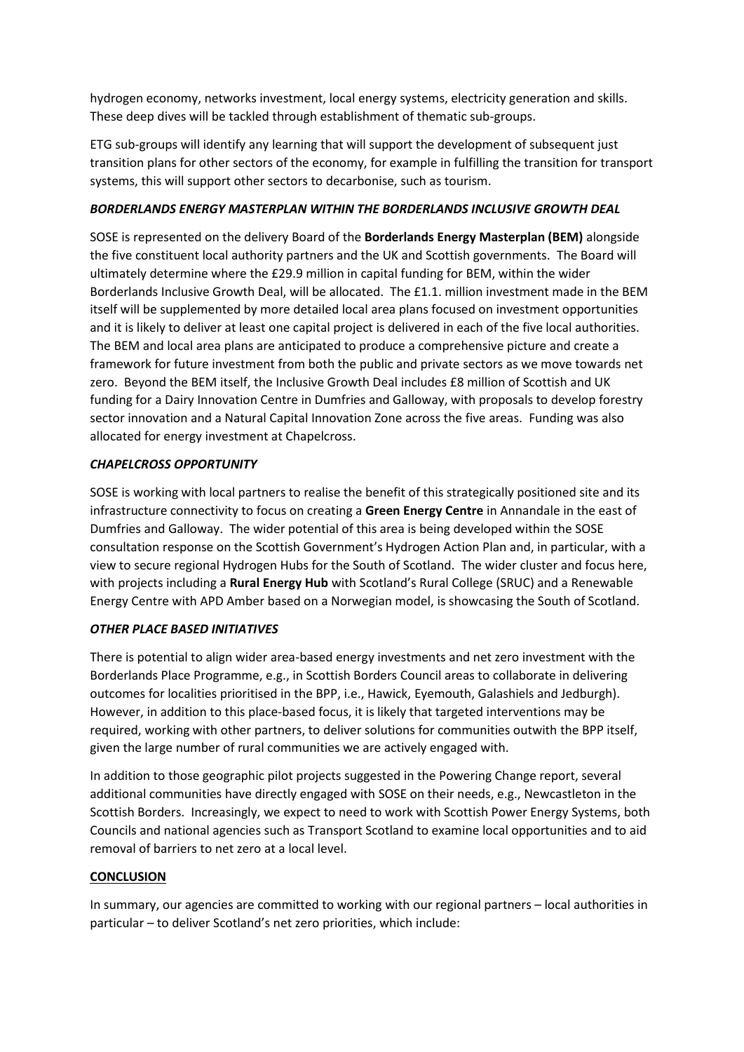hydrogen economy, networks investment, local energy systems, electricity generation and skills. These deep dives will be tackled through establishment of thematic sub-groups.

ETG sub-groups will identify any learning that will support the development of subsequent just transition plans for other sectors of the economy, for example in fulfilling the transition for transport systems, this will support other sectors to decarbonise, such as tourism.

### *BORDERLANDS ENERGY MASTERPLAN WITHIN THE BORDERLANDS INCLUSIVE GROWTH DEAL*

SOSE is represented on the delivery Board of the **Borderlands Energy Masterplan (BEM)** alongside the five constituent local authority partners and the UK and Scottish governments. The Board will ultimately determine where the £29.9 million in capital funding for BEM, within the wider Borderlands Inclusive Growth Deal, will be allocated. The £1.1. million investment made in the BEM itself will be supplemented by more detailed local area plans focused on investment opportunities and it is likely to deliver at least one capital project is delivered in each of the five local authorities. The BEM and local area plans are anticipated to produce a comprehensive picture and create a framework for future investment from both the public and private sectors as we move towards net zero. Beyond the BEM itself, the Inclusive Growth Deal includes £8 million of Scottish and UK funding for a Dairy Innovation Centre in Dumfries and Galloway, with proposals to develop forestry sector innovation and a Natural Capital Innovation Zone across the five areas. Funding was also allocated for energy investment at Chapelcross.

### *CHAPELCROSS OPPORTUNITY*

SOSE is working with local partners to realise the benefit of this strategically positioned site and its infrastructure connectivity to focus on creating a **Green Energy Centre** in Annandale in the east of Dumfries and Galloway. The wider potential of this area is being developed within the SOSE consultation response on the Scottish Government's Hydrogen Action Plan and, in particular, with a view to secure regional Hydrogen Hubs for the South of Scotland. The wider cluster and focus here, with projects including a **Rural Energy Hub** with Scotland's Rural College (SRUC) and a Renewable Energy Centre with APD Amber based on a Norwegian model, is showcasing the South of Scotland.

### *OTHER PLACE BASED INITIATIVES*

There is potential to align wider area-based energy investments and net zero investment with the Borderlands Place Programme, e.g., in Scottish Borders Council areas to collaborate in delivering outcomes for localities prioritised in the BPP, i.e., Hawick, Eyemouth, Galashiels and Jedburgh). However, in addition to this place-based focus, it is likely that targeted interventions may be required, working with other partners, to deliver solutions for communities outwith the BPP itself, given the large number of rural communities we are actively engaged with.

In addition to those geographic pilot projects suggested in the Powering Change report, several additional communities have directly engaged with SOSE on their needs, e.g., Newcastleton in the Scottish Borders. Increasingly, we expect to need to work with Scottish Power Energy Systems, both Councils and national agencies such as Transport Scotland to examine local opportunities and to aid removal of barriers to net zero at a local level.

### **CONCLUSION**

In summary, our agencies are committed to working with our regional partners – local authorities in particular – to deliver Scotland's net zero priorities, which include: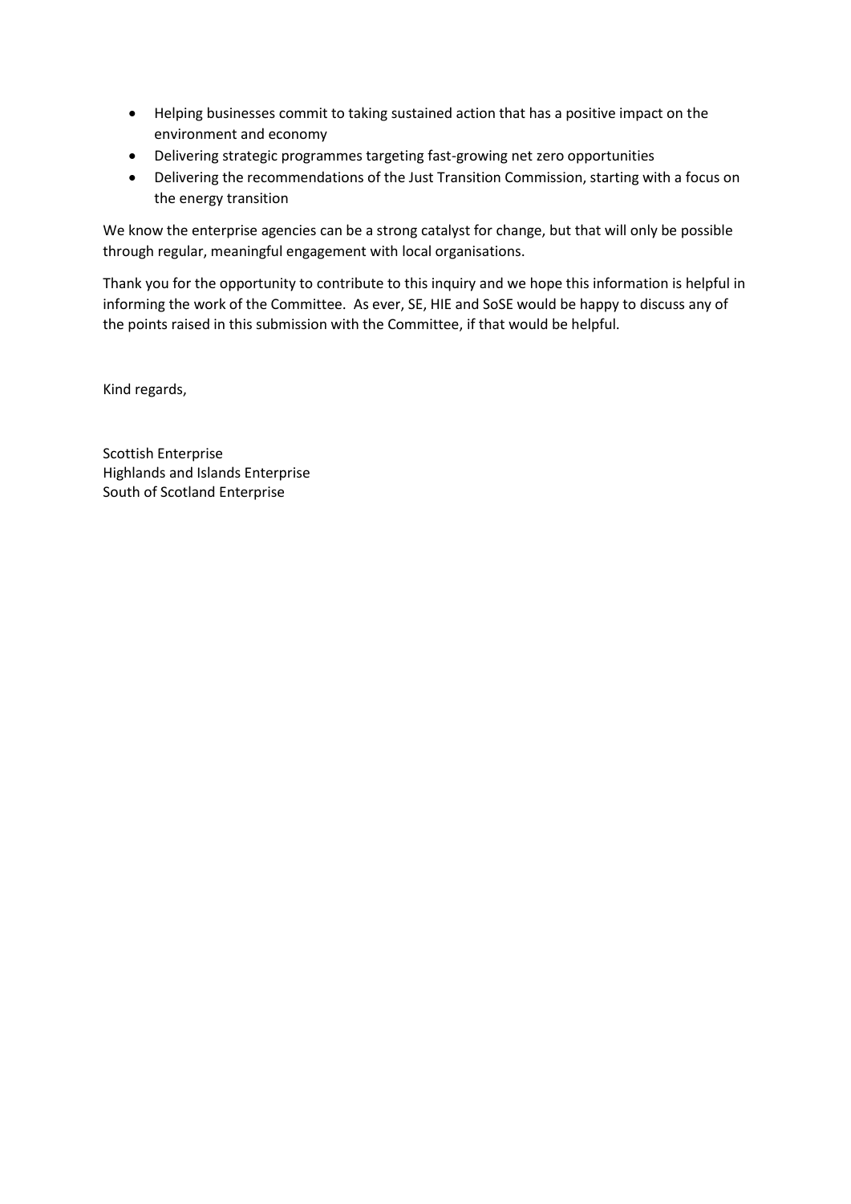- Helping businesses commit to taking sustained action that has a positive impact on the environment and economy
- Delivering strategic programmes targeting fast-growing net zero opportunities
- Delivering the recommendations of the Just Transition Commission, starting with a focus on the energy transition

We know the enterprise agencies can be a strong catalyst for change, but that will only be possible through regular, meaningful engagement with local organisations.

Thank you for the opportunity to contribute to this inquiry and we hope this information is helpful in informing the work of the Committee. As ever, SE, HIE and SoSE would be happy to discuss any of the points raised in this submission with the Committee, if that would be helpful.

Kind regards,

Scottish Enterprise
Highlands and Islands Enterprise
South of Scotland Enterprise